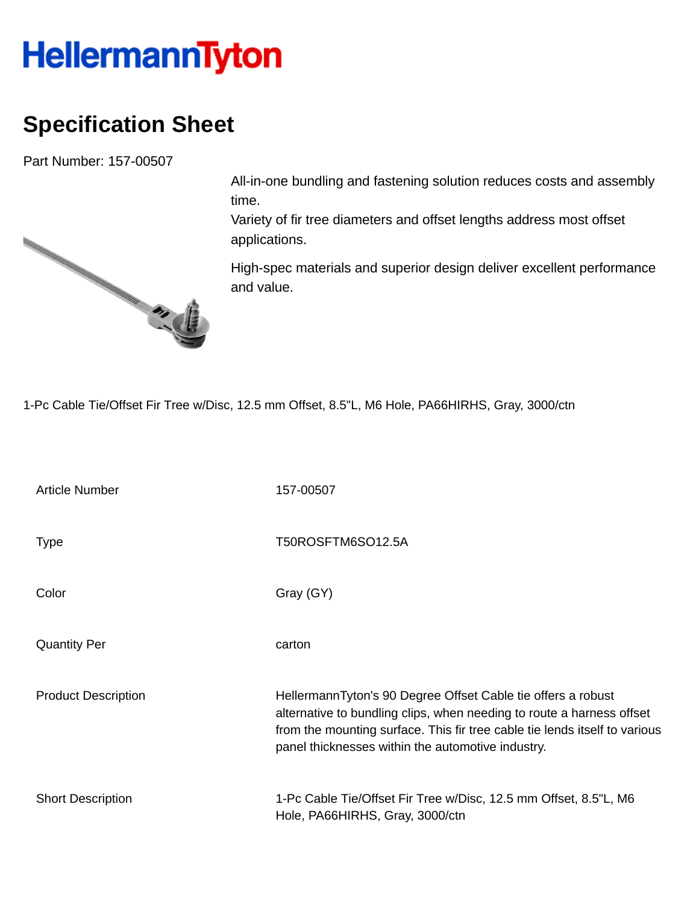HellermannTyton

# Specification Sheet

Part Number: 157-00507

All-in-one bundling and fastening solution reduces costs and assembly time.
Variety of fir tree diameters and offset lengths address most offset applications.

High-spec materials and superior design deliver excellent performance and value.

1-Pc Cable Tie/Offset Fir Tree w/Disc, 12.5 mm Offset, 8.5"L, M6 Hole, PA66HIRHS, Gray, 3000/ctn

| | |
|---|---|
| Article Number | 157-00507 |
| Type | T50ROSFTM6SO12.5A |
| Color | Gray (GY) |
| Quantity Per | carton |
| Product Description | HellermannTyton's 90 Degree Offset Cable tie offers a robust alternative to bundling clips, when needing to route a harness offset from the mounting surface. This fir tree cable tie lends itself to various panel thicknesses within the automotive industry. |
| Short Description | 1-Pc Cable Tie/Offset Fir Tree w/Disc, 12.5 mm Offset, 8.5"L, M6 Hole, PA66HIRHS, Gray, 3000/ctn |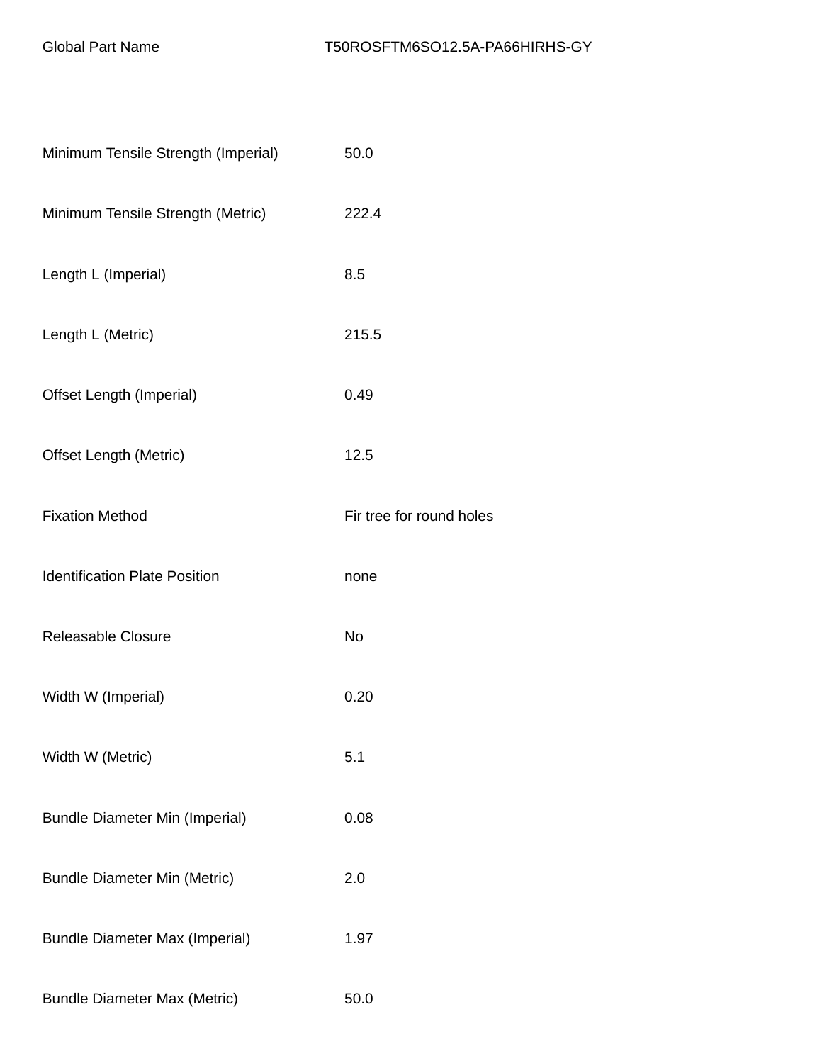| Global Part Name | T50ROSFTM6SO12.5A-PA66HIRHS-GY |
| --- | --- |
| Minimum Tensile Strength (Imperial) | 50.0 |
| Minimum Tensile Strength (Metric) | 222.4 |
| Length L (Imperial) | 8.5 |
| Length L (Metric) | 215.5 |
| Offset Length (Imperial) | 0.49 |
| Offset Length (Metric) | 12.5 |
| Fixation Method | Fir tree for round holes |
| Identification Plate Position | none |
| Releasable Closure | No |
| Width W (Imperial) | 0.20 |
| Width W (Metric) | 5.1 |
| Bundle Diameter Min (Imperial) | 0.08 |
| Bundle Diameter Min (Metric) | 2.0 |
| Bundle Diameter Max (Imperial) | 1.97 |
| Bundle Diameter Max (Metric) | 50.0 |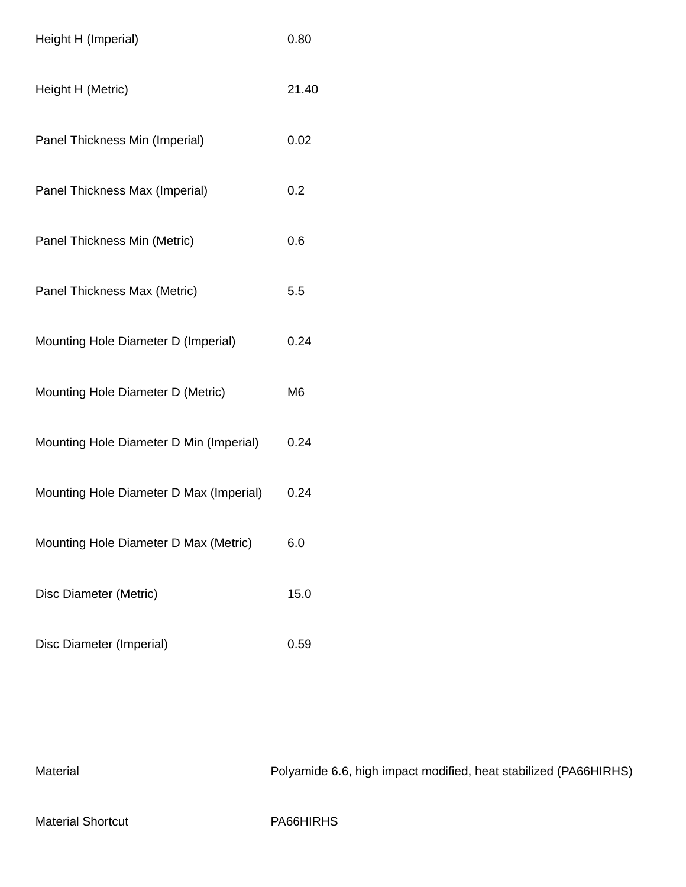| | |
|---|---|
| Height H (Imperial) | 0.80 |
| Height H (Metric) | 21.40 |
| Panel Thickness Min (Imperial) | 0.02 |
| Panel Thickness Max (Imperial) | 0.2 |
| Panel Thickness Min (Metric) | 0.6 |
| Panel Thickness Max (Metric) | 5.5 |
| Mounting Hole Diameter D (Imperial) | 0.24 |
| Mounting Hole Diameter D (Metric) | M6 |
| Mounting Hole Diameter D Min (Imperial) | 0.24 |
| Mounting Hole Diameter D Max (Imperial) | 0.24 |
| Mounting Hole Diameter D Max (Metric) | 6.0 |
| Disc Diameter (Metric) | 15.0 |
| Disc Diameter (Imperial) | 0.59 |

| | |
|---|---|
| Material | Polyamide 6.6, high impact modified, heat stabilized (PA66HIRHS) |
| Material Shortcut | PA66HIRHS |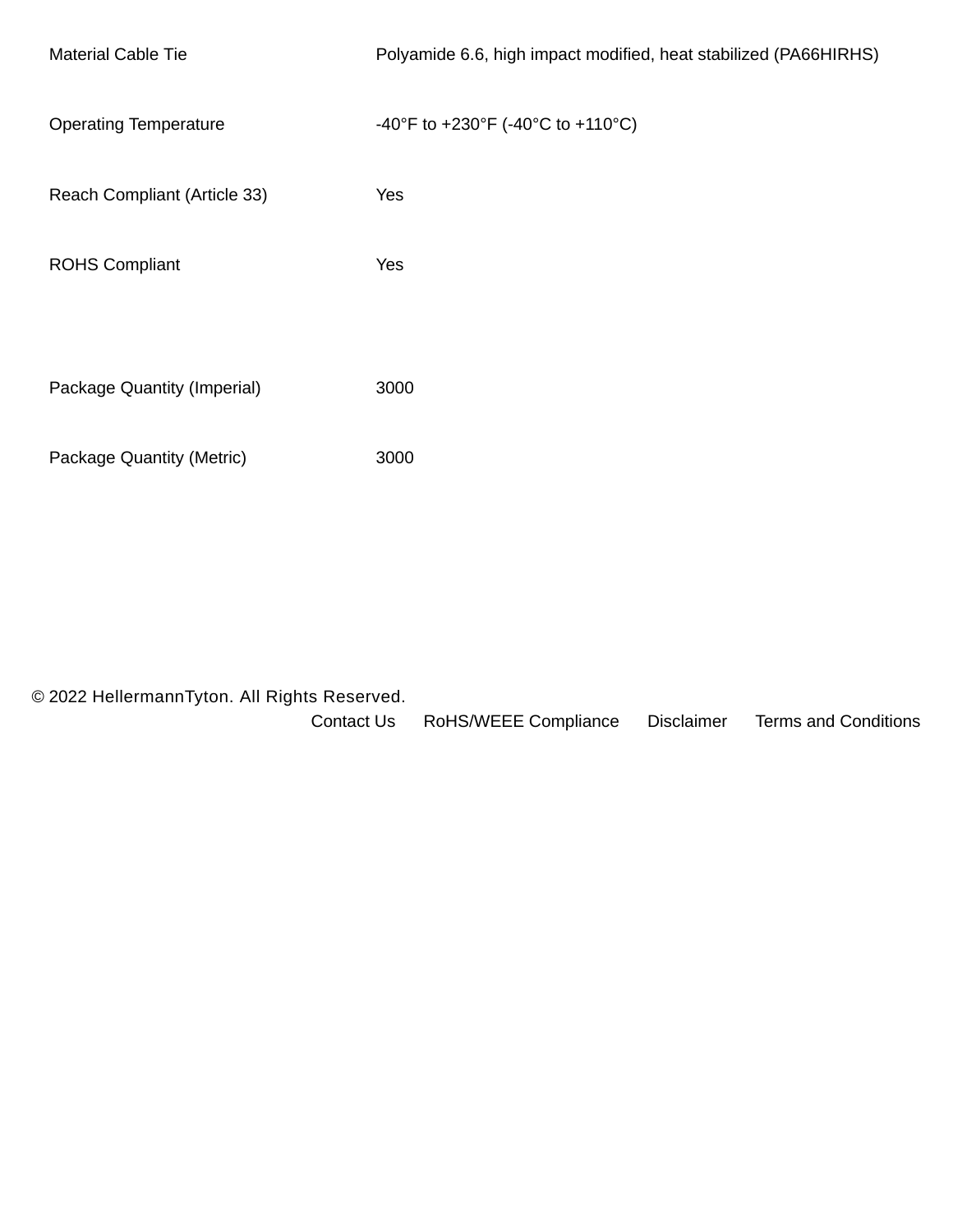| | |
|---|---|
| Material Cable Tie | Polyamide 6.6, high impact modified, heat stabilized (PA66HIRHS) |
| Operating Temperature | -40°F to +230°F (-40°C to +110°C) |
| Reach Compliant (Article 33) | Yes |
| ROHS Compliant | Yes |

| | |
|---|---|
| Package Quantity (Imperial) | 3000 |
| Package Quantity (Metric) | 3000 |

© 2022 HellermannTyton. All Rights Reserved.

Contact Us RoHS/WEEE Compliance Disclaimer Terms and Conditions